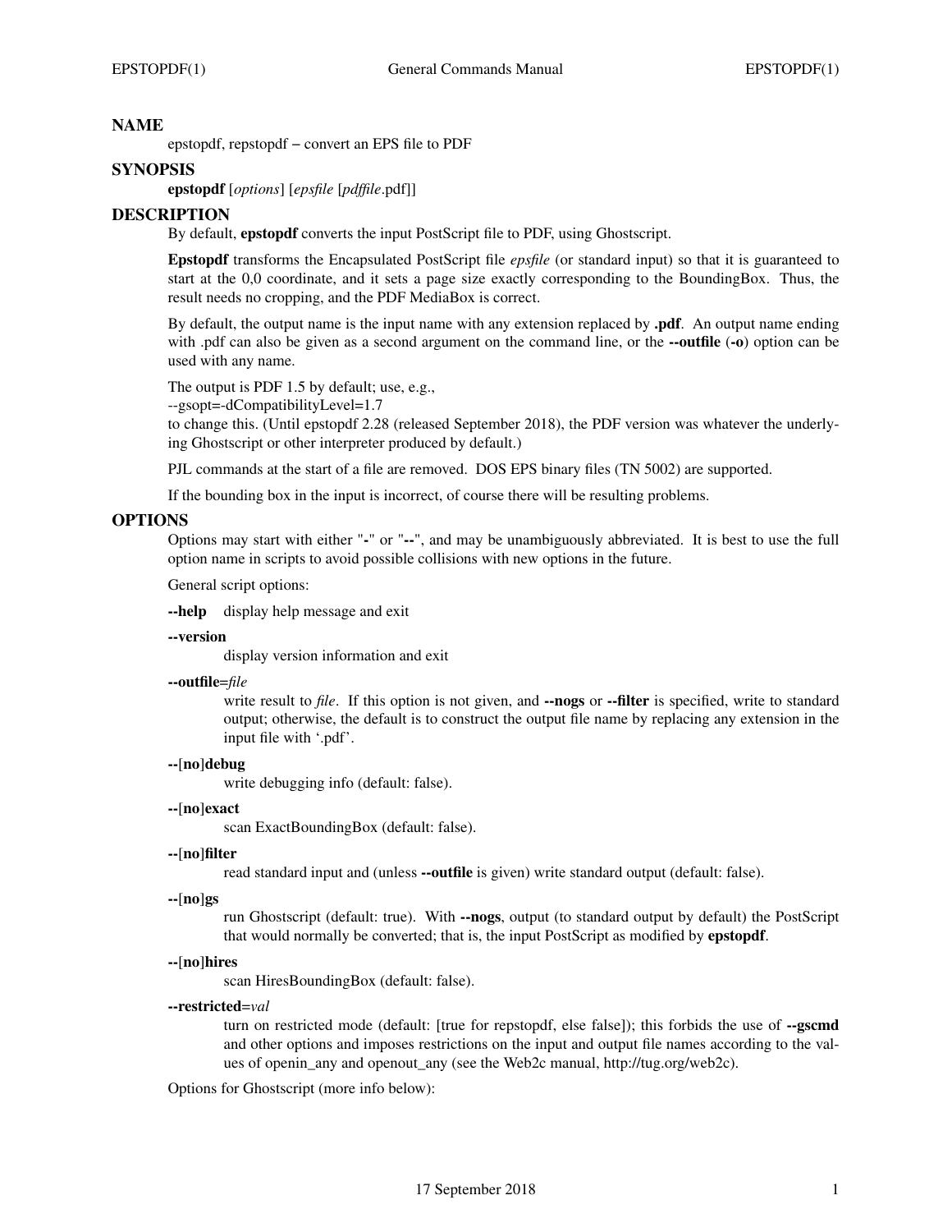## NAME

epstopdf, repstopdf − convert an EPS file to PDF

## SYNOPSIS

**epstopdf** [*options*] [*epsfile* [*pdffile*.pdf]]

## DESCRIPTION

By default, **epstopdf** converts the input PostScript file to PDF, using Ghostscript.

**Epstopdf** transforms the Encapsulated PostScript file *epsfile* (or standard input) so that it is guaranteed to start at the 0,0 coordinate, and it sets a page size exactly corresponding to the BoundingBox. Thus, the result needs no cropping, and the PDF MediaBox is correct.

By default, the output name is the input name with any extension replaced by **.pdf**. An output name ending with .pdf can also be given as a second argument on the command line, or the **--outfile** (**-o**) option can be used with any name.

The output is PDF 1.5 by default; use, e.g.,
--gsopt=-dCompatibilityLevel=1.7
to change this. (Until epstopdf 2.28 (released September 2018), the PDF version was whatever the underlying Ghostscript or other interpreter produced by default.)

PJL commands at the start of a file are removed. DOS EPS binary files (TN 5002) are supported.

If the bounding box in the input is incorrect, of course there will be resulting problems.

## OPTIONS

Options may start with either "**-**" or "**--**", and may be unambiguously abbreviated. It is best to use the full option name in scripts to avoid possible collisions with new options in the future.

General script options:

**--help**
display help message and exit

**--version**
display version information and exit

**--outfile**=*file*
write result to *file*. If this option is not given, and **--nogs** or **--filter** is specified, write to standard output; otherwise, the default is to construct the output file name by replacing any extension in the input file with '.pdf'.

**--**[**no**]**debug**
write debugging info (default: false).

**--**[**no**]**exact**
scan ExactBoundingBox (default: false).

**--**[**no**]**filter**
read standard input and (unless **--outfile** is given) write standard output (default: false).

**--**[**no**]**gs**
run Ghostscript (default: true). With **--nogs**, output (to standard output by default) the PostScript that would normally be converted; that is, the input PostScript as modified by **epstopdf**.

**--**[**no**]**hires**
scan HiresBoundingBox (default: false).

**--restricted**=*val*
turn on restricted mode (default: [true for repstopdf, else false]); this forbids the use of **--gscmd** and other options and imposes restrictions on the input and output file names according to the values of openin_any and openout_any (see the Web2c manual, http://tug.org/web2c).

Options for Ghostscript (more info below):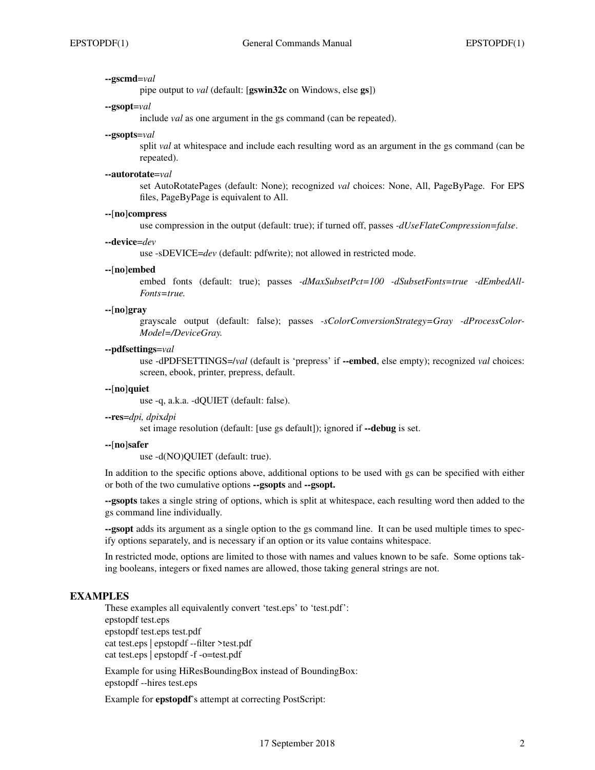**--gscmd**=*val*
: pipe output to *val* (default: [**gswin32c** on Windows, else **gs**])

**--gsopt**=*val*
: include *val* as one argument in the gs command (can be repeated).

**--gsopts**=*val*
: split *val* at whitespace and include each resulting word as an argument in the gs command (can be repeated).

**--autorotate**=*val*
: set AutoRotatePages (default: None); recognized *val* choices: None, All, PageByPage. For EPS files, PageByPage is equivalent to All.

**--**[**no**]**compress**
: use compression in the output (default: true); if turned off, passes *-dUseFlateCompression=false*.

**--device**=*dev*
: use -sDEVICE=*dev* (default: pdfwrite); not allowed in restricted mode.

**--**[**no**]**embed**
: embed fonts (default: true); passes *-dMaxSubsetPct=100 -dSubsetFonts=true -dEmbedAllFonts=true.*

**--**[**no**]**gray**
: grayscale output (default: false); passes *-sColorConversionStrategy=Gray -dProcessColorModel=/DeviceGray.*

**--pdfsettings**=*val*
: use -dPDFSETTINGS=/*val* (default is 'prepress' if **--embed**, else empty); recognized *val* choices: screen, ebook, printer, prepress, default.

**--**[**no**]**quiet**
: use -q, a.k.a. -dQUIET (default: false).

**--res**=*dpi, dpi*x*dpi*
: set image resolution (default: [use gs default]); ignored if **--debug** is set.

**--**[**no**]**safer**
: use -d(NO)QUIET (default: true).

In addition to the specific options above, additional options to be used with gs can be specified with either or both of the two cumulative options **--gsopts** and **--gsopt.**

**--gsopts** takes a single string of options, which is split at whitespace, each resulting word then added to the gs command line individually.

**--gsopt** adds its argument as a single option to the gs command line. It can be used multiple times to specify options separately, and is necessary if an option or its value contains whitespace.

In restricted mode, options are limited to those with names and values known to be safe. Some options taking booleans, integers or fixed names are allowed, those taking general strings are not.

## EXAMPLES

These examples all equivalently convert 'test.eps' to 'test.pdf':

```
epstopdf test.eps
epstopdf test.eps test.pdf
cat test.eps | epstopdf --filter >test.pdf
cat test.eps | epstopdf -f -o=test.pdf
```

Example for using HiResBoundingBox instead of BoundingBox:

```
epstopdf --hires test.eps
```

Example for **epstopdf**'s attempt at correcting PostScript: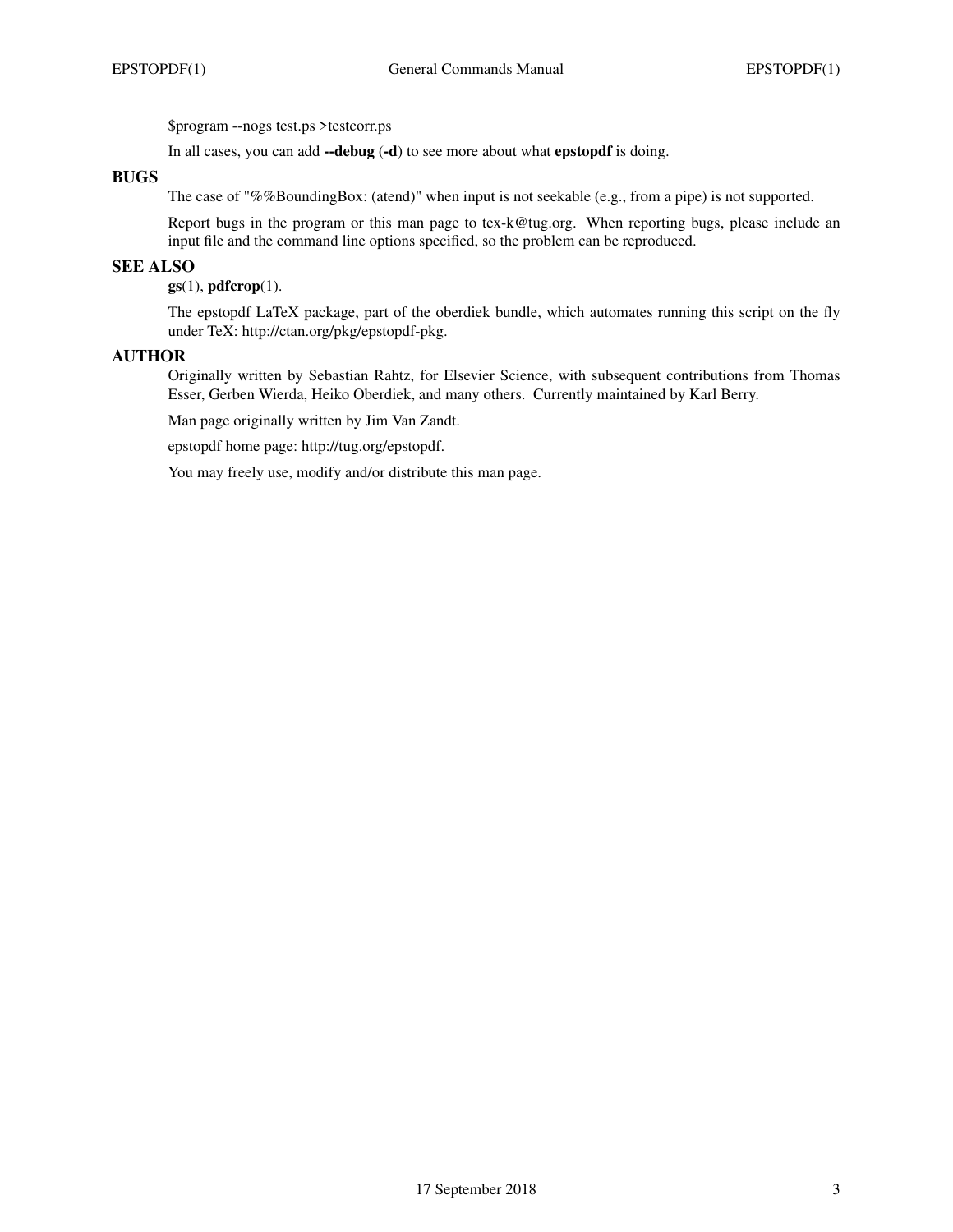$program --nogs test.ps >testcorr.ps

In all cases, you can add **--debug** (**-d**) to see more about what **epstopdf** is doing.

## BUGS

The case of "%%BoundingBox: (atend)" when input is not seekable (e.g., from a pipe) is not supported.

Report bugs in the program or this man page to tex-k@tug.org. When reporting bugs, please include an input file and the command line options specified, so the problem can be reproduced.

## SEE ALSO

**gs**(1), **pdfcrop**(1).

The epstopdf LaTeX package, part of the oberdiek bundle, which automates running this script on the fly under TeX: http://ctan.org/pkg/epstopdf-pkg.

## AUTHOR

Originally written by Sebastian Rahtz, for Elsevier Science, with subsequent contributions from Thomas Esser, Gerben Wierda, Heiko Oberdiek, and many others. Currently maintained by Karl Berry.

Man page originally written by Jim Van Zandt.

epstopdf home page: http://tug.org/epstopdf.

You may freely use, modify and/or distribute this man page.